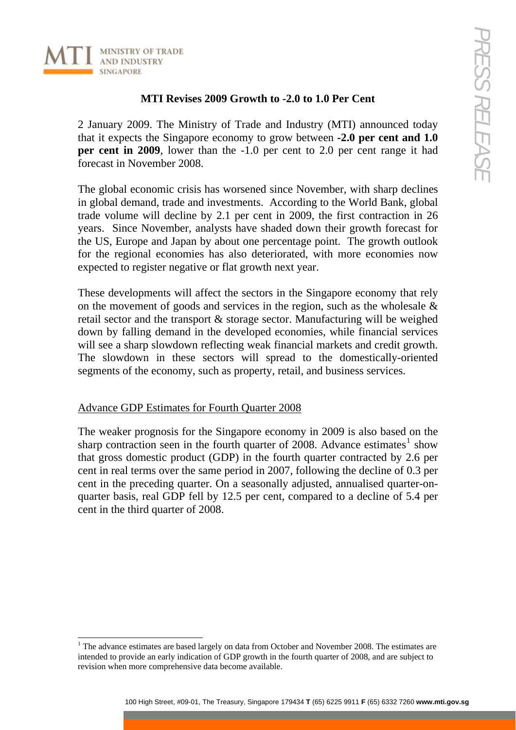MINISTRY OF TRADE AND INDUSTRY SINGAPORE

# MTI Revises 2009 Growth to -2.0 to 1.0 Per Cent

2 January 2009. The Ministry of Trade and Industry (MTI) announced today that it expects the Singapore economy to grow between **-2.0 per cent and 1.0 per cent in 2009**, lower than the -1.0 per cent to 2.0 per cent range it had forecast in November 2008.

The global economic crisis has worsened since November, with sharp declines in global demand, trade and investments. According to the World Bank, global trade volume will decline by 2.1 per cent in 2009, the first contraction in 26 years. Since November, analysts have shaded down their growth forecast for the US, Europe and Japan by about one percentage point. The growth outlook for the regional economies has also deteriorated, with more economies now expected to register negative or flat growth next year.

These developments will affect the sectors in the Singapore economy that rely on the movement of goods and services in the region, such as the wholesale & retail sector and the transport & storage sector. Manufacturing will be weighed down by falling demand in the developed economies, while financial services will see a sharp slowdown reflecting weak financial markets and credit growth. The slowdown in these sectors will spread to the domestically-oriented segments of the economy, such as property, retail, and business services.

## Advance GDP Estimates for Fourth Quarter 2008

The weaker prognosis for the Singapore economy in 2009 is also based on the sharp contraction seen in the fourth quarter of 2008. Advance estimates[1] show that gross domestic product (GDP) in the fourth quarter contracted by 2.6 per cent in real terms over the same period in 2007, following the decline of 0.3 per cent in the preceding quarter. On a seasonally adjusted, annualised quarter-on-quarter basis, real GDP fell by 12.5 per cent, compared to a decline of 5.4 per cent in the third quarter of 2008.

[1] The advance estimates are based largely on data from October and November 2008. The estimates are intended to provide an early indication of GDP growth in the fourth quarter of 2008, and are subject to revision when more comprehensive data become available.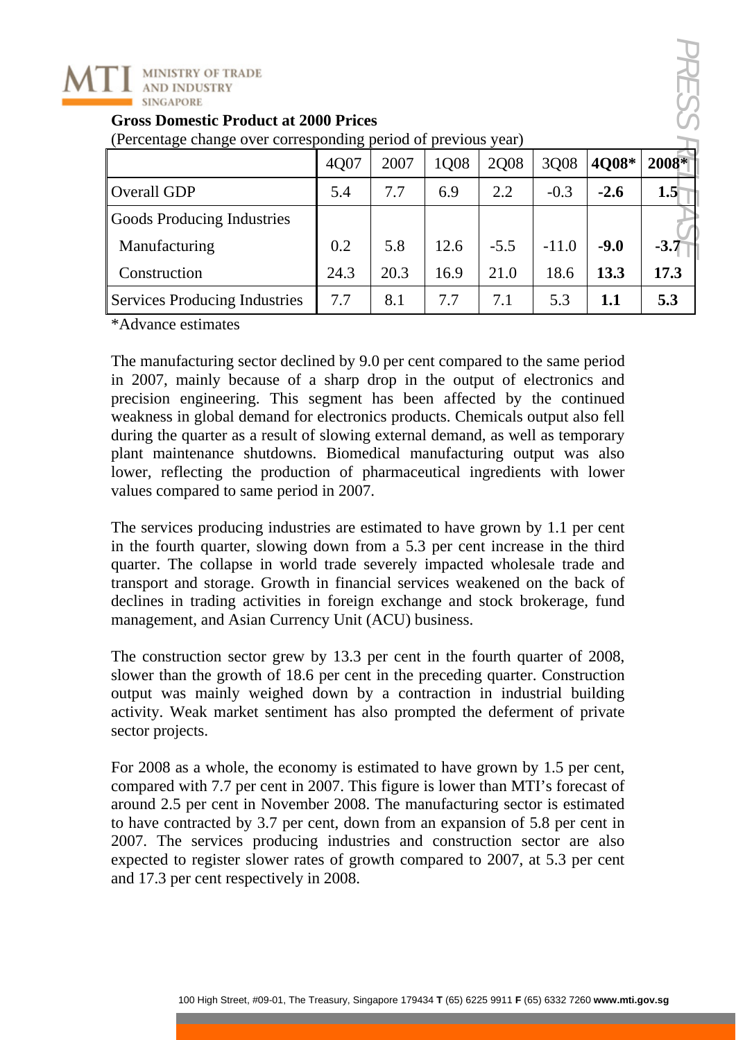**Gross Domestic Product at 2000 Prices**

(Percentage change over corresponding period of previous year)

| | 4Q07 | 2007 | 1Q08 | 2Q08 | 3Q08 | **4Q08*** | **2008*** |
|---|---|---|---|---|---|---|---|
| Overall GDP | 5.4 | 7.7 | 6.9 | 2.2 | -0.3 | **-2.6** | **1.5** |
| Goods Producing Industries | | | | | | | |
| Manufacturing | 0.2 | 5.8 | 12.6 | -5.5 | -11.0 | **-9.0** | **-3.7** |
| Construction | 24.3 | 20.3 | 16.9 | 21.0 | 18.6 | **13.3** | **17.3** |
| Services Producing Industries | 7.7 | 8.1 | 7.7 | 7.1 | 5.3 | **1.1** | **5.3** |

*Advance estimates

The manufacturing sector declined by 9.0 per cent compared to the same period in 2007, mainly because of a sharp drop in the output of electronics and precision engineering. This segment has been affected by the continued weakness in global demand for electronics products. Chemicals output also fell during the quarter as a result of slowing external demand, as well as temporary plant maintenance shutdowns. Biomedical manufacturing output was also lower, reflecting the production of pharmaceutical ingredients with lower values compared to same period in 2007.

The services producing industries are estimated to have grown by 1.1 per cent in the fourth quarter, slowing down from a 5.3 per cent increase in the third quarter. The collapse in world trade severely impacted wholesale trade and transport and storage. Growth in financial services weakened on the back of declines in trading activities in foreign exchange and stock brokerage, fund management, and Asian Currency Unit (ACU) business.

The construction sector grew by 13.3 per cent in the fourth quarter of 2008, slower than the growth of 18.6 per cent in the preceding quarter. Construction output was mainly weighed down by a contraction in industrial building activity. Weak market sentiment has also prompted the deferment of private sector projects.

For 2008 as a whole, the economy is estimated to have grown by 1.5 per cent, compared with 7.7 per cent in 2007. This figure is lower than MTI's forecast of around 2.5 per cent in November 2008. The manufacturing sector is estimated to have contracted by 3.7 per cent, down from an expansion of 5.8 per cent in 2007. The services producing industries and construction sector are also expected to register slower rates of growth compared to 2007, at 5.3 per cent and 17.3 per cent respectively in 2008.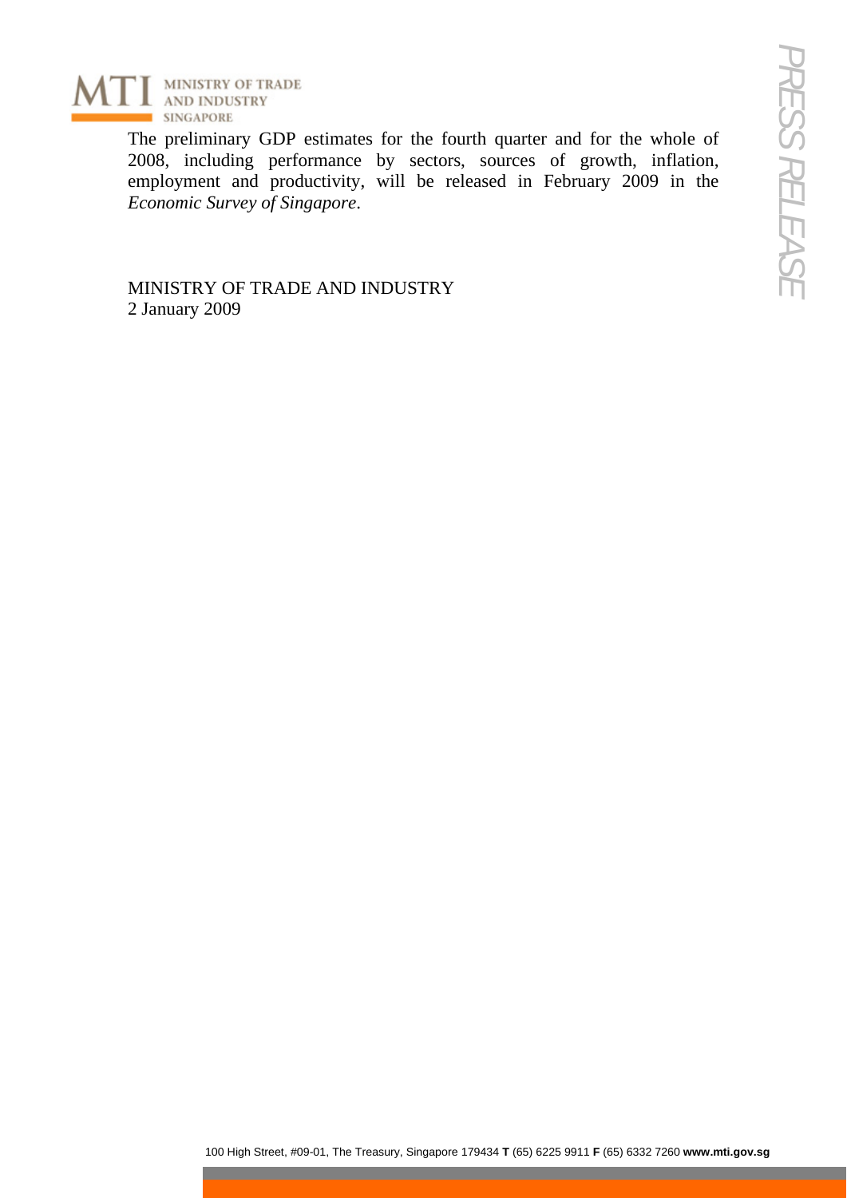The preliminary GDP estimates for the fourth quarter and for the whole of 2008, including performance by sectors, sources of growth, inflation, employment and productivity, will be released in February 2009 in the *Economic Survey of Singapore*.

MINISTRY OF TRADE AND INDUSTRY
2 January 2009